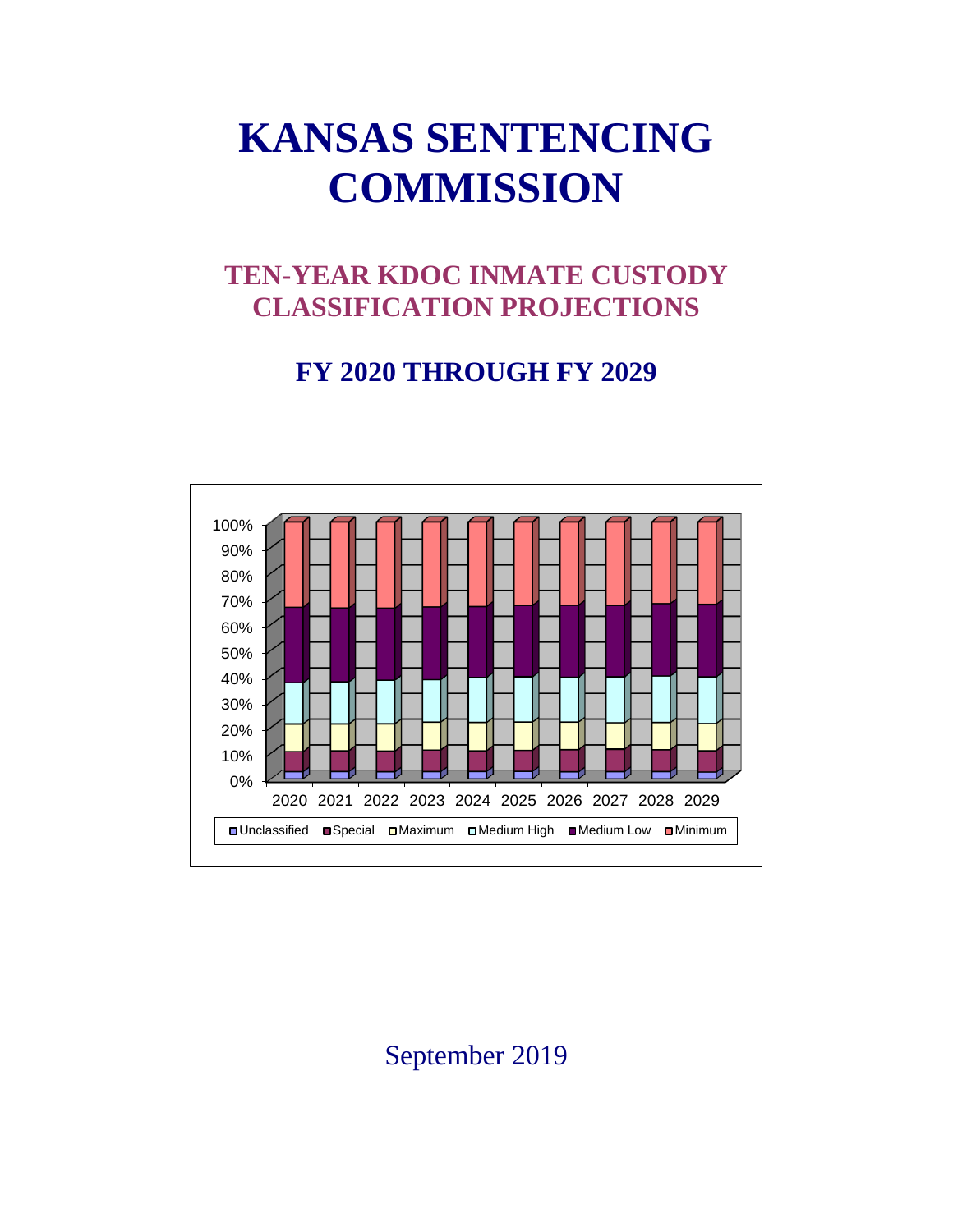# KANSAS SENTENCING COMMISSION

## TEN-YEAR KDOC INMATE CUSTODY CLASSIFICATION PROJECTIONS

## FY 2020 THROUGH FY 2029

September 2019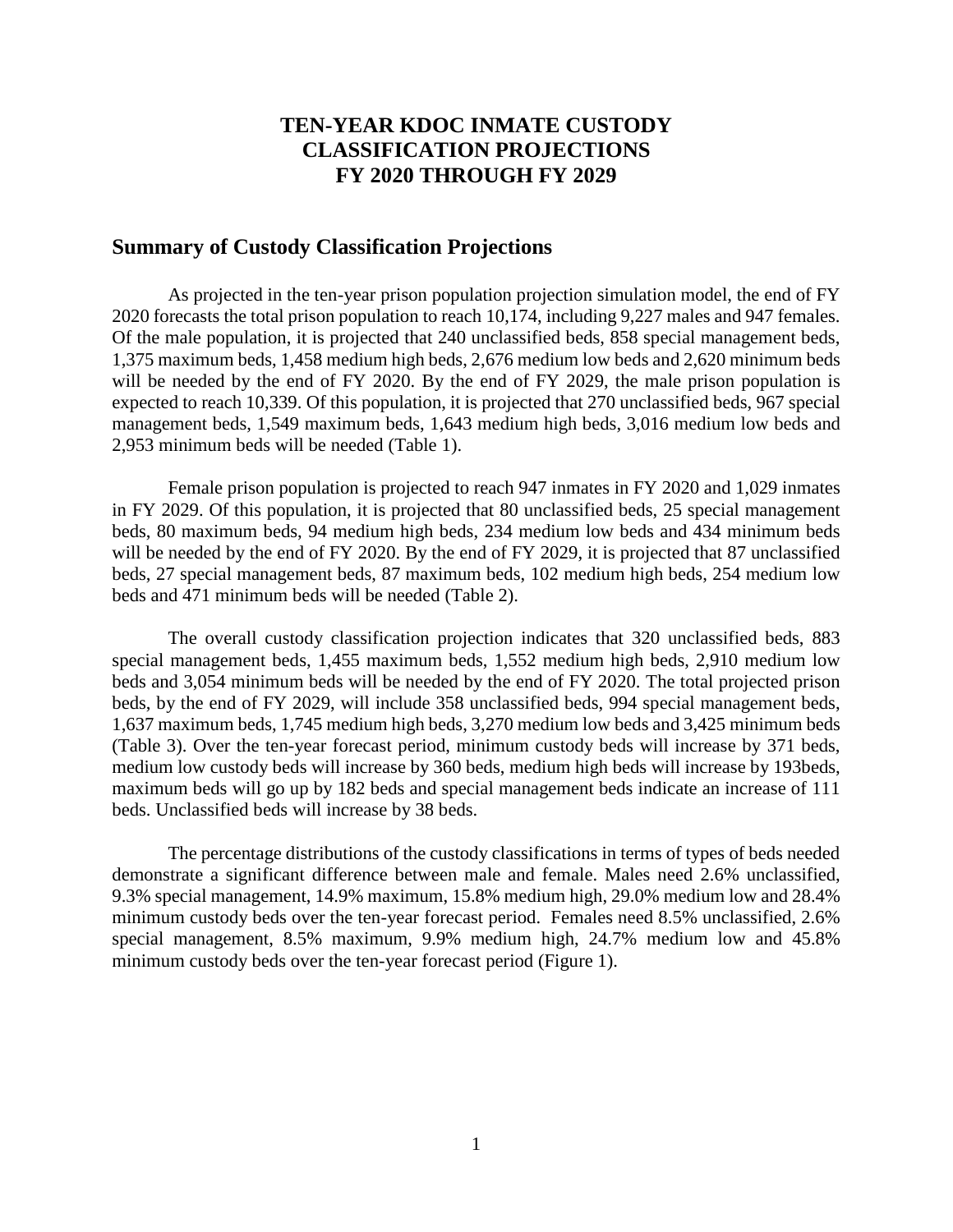# TEN-YEAR KDOC INMATE CUSTODY CLASSIFICATION PROJECTIONS FY 2020 THROUGH FY 2029

## Summary of Custody Classification Projections

As projected in the ten-year prison population projection simulation model, the end of FY 2020 forecasts the total prison population to reach 10,174, including 9,227 males and 947 females. Of the male population, it is projected that 240 unclassified beds, 858 special management beds, 1,375 maximum beds, 1,458 medium high beds, 2,676 medium low beds and 2,620 minimum beds will be needed by the end of FY 2020. By the end of FY 2029, the male prison population is expected to reach 10,339. Of this population, it is projected that 270 unclassified beds, 967 special management beds, 1,549 maximum beds, 1,643 medium high beds, 3,016 medium low beds and 2,953 minimum beds will be needed (Table 1).

Female prison population is projected to reach 947 inmates in FY 2020 and 1,029 inmates in FY 2029. Of this population, it is projected that 80 unclassified beds, 25 special management beds, 80 maximum beds, 94 medium high beds, 234 medium low beds and 434 minimum beds will be needed by the end of FY 2020. By the end of FY 2029, it is projected that 87 unclassified beds, 27 special management beds, 87 maximum beds, 102 medium high beds, 254 medium low beds and 471 minimum beds will be needed (Table 2).

The overall custody classification projection indicates that 320 unclassified beds, 883 special management beds, 1,455 maximum beds, 1,552 medium high beds, 2,910 medium low beds and 3,054 minimum beds will be needed by the end of FY 2020. The total projected prison beds, by the end of FY 2029, will include 358 unclassified beds, 994 special management beds, 1,637 maximum beds, 1,745 medium high beds, 3,270 medium low beds and 3,425 minimum beds (Table 3). Over the ten-year forecast period, minimum custody beds will increase by 371 beds, medium low custody beds will increase by 360 beds, medium high beds will increase by 193beds, maximum beds will go up by 182 beds and special management beds indicate an increase of 111 beds. Unclassified beds will increase by 38 beds.

The percentage distributions of the custody classifications in terms of types of beds needed demonstrate a significant difference between male and female. Males need 2.6% unclassified, 9.3% special management, 14.9% maximum, 15.8% medium high, 29.0% medium low and 28.4% minimum custody beds over the ten-year forecast period. Females need 8.5% unclassified, 2.6% special management, 8.5% maximum, 9.9% medium high, 24.7% medium low and 45.8% minimum custody beds over the ten-year forecast period (Figure 1).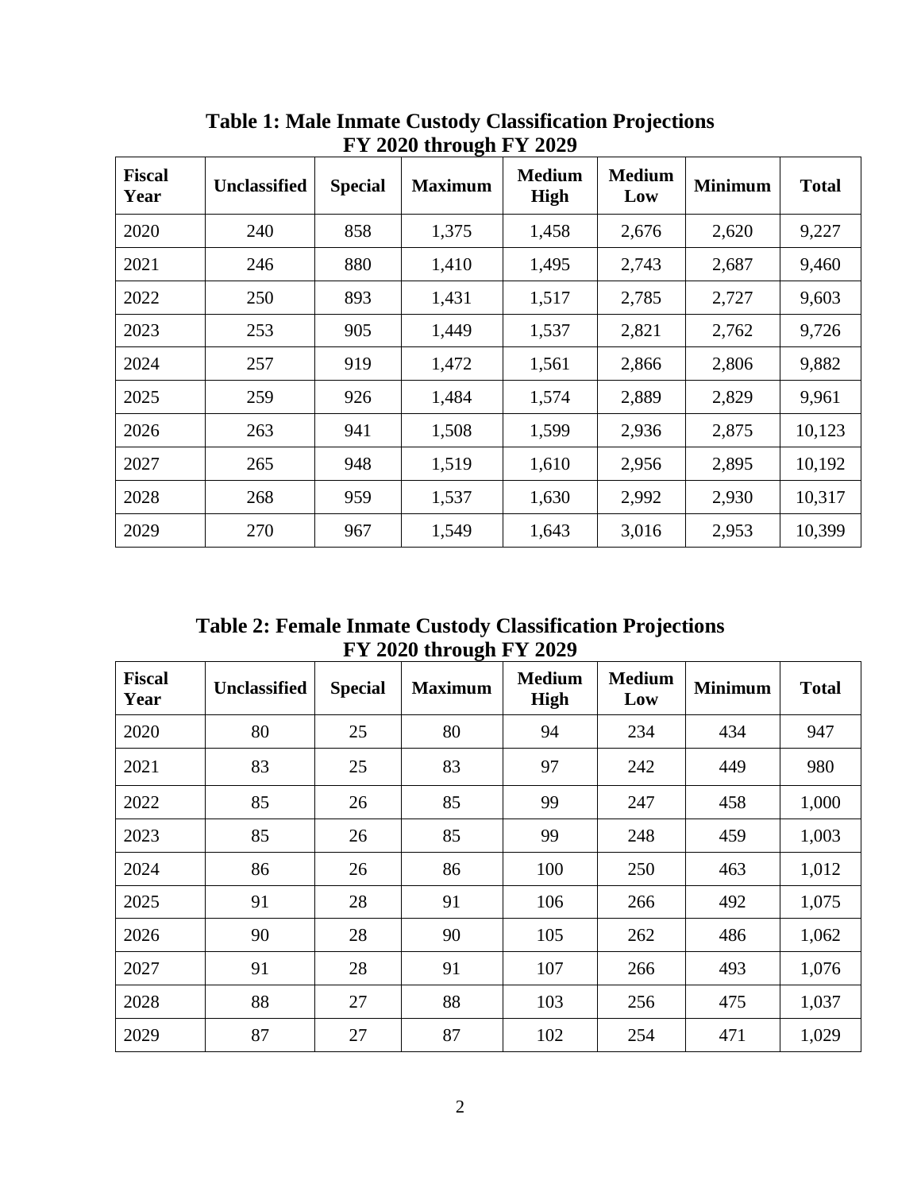**Table 1: Male Inmate Custody Classification Projections**
**FY 2020 through FY 2029**

| Fiscal Year | Unclassified | Special | Maximum | Medium High | Medium Low | Minimum | Total |
|---|---|---|---|---|---|---|---|
| 2020 | 240 | 858 | 1,375 | 1,458 | 2,676 | 2,620 | 9,227 |
| 2021 | 246 | 880 | 1,410 | 1,495 | 2,743 | 2,687 | 9,460 |
| 2022 | 250 | 893 | 1,431 | 1,517 | 2,785 | 2,727 | 9,603 |
| 2023 | 253 | 905 | 1,449 | 1,537 | 2,821 | 2,762 | 9,726 |
| 2024 | 257 | 919 | 1,472 | 1,561 | 2,866 | 2,806 | 9,882 |
| 2025 | 259 | 926 | 1,484 | 1,574 | 2,889 | 2,829 | 9,961 |
| 2026 | 263 | 941 | 1,508 | 1,599 | 2,936 | 2,875 | 10,123 |
| 2027 | 265 | 948 | 1,519 | 1,610 | 2,956 | 2,895 | 10,192 |
| 2028 | 268 | 959 | 1,537 | 1,630 | 2,992 | 2,930 | 10,317 |
| 2029 | 270 | 967 | 1,549 | 1,643 | 3,016 | 2,953 | 10,399 |

**Table 2: Female Inmate Custody Classification Projections**
**FY 2020 through FY 2029**

| Fiscal Year | Unclassified | Special | Maximum | Medium High | Medium Low | Minimum | Total |
|---|---|---|---|---|---|---|---|
| 2020 | 80 | 25 | 80 | 94 | 234 | 434 | 947 |
| 2021 | 83 | 25 | 83 | 97 | 242 | 449 | 980 |
| 2022 | 85 | 26 | 85 | 99 | 247 | 458 | 1,000 |
| 2023 | 85 | 26 | 85 | 99 | 248 | 459 | 1,003 |
| 2024 | 86 | 26 | 86 | 100 | 250 | 463 | 1,012 |
| 2025 | 91 | 28 | 91 | 106 | 266 | 492 | 1,075 |
| 2026 | 90 | 28 | 90 | 105 | 262 | 486 | 1,062 |
| 2027 | 91 | 28 | 91 | 107 | 266 | 493 | 1,076 |
| 2028 | 88 | 27 | 88 | 103 | 256 | 475 | 1,037 |
| 2029 | 87 | 27 | 87 | 102 | 254 | 471 | 1,029 |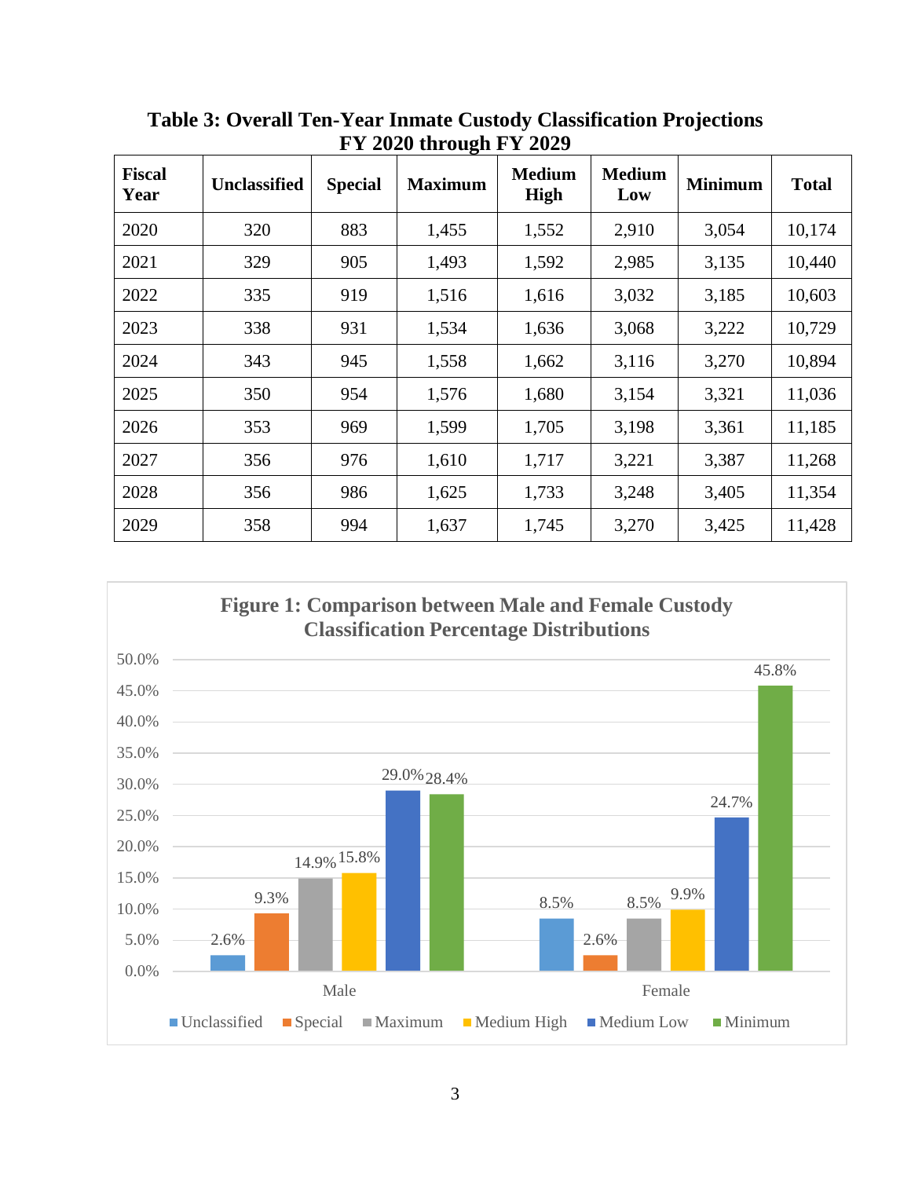**Table 3: Overall Ten-Year Inmate Custody Classification Projections FY 2020 through FY 2029**

| Fiscal Year | Unclassified | Special | Maximum | Medium High | Medium Low | Minimum | Total |
|---|---|---|---|---|---|---|---|
| 2020 | 320 | 883 | 1,455 | 1,552 | 2,910 | 3,054 | 10,174 |
| 2021 | 329 | 905 | 1,493 | 1,592 | 2,985 | 3,135 | 10,440 |
| 2022 | 335 | 919 | 1,516 | 1,616 | 3,032 | 3,185 | 10,603 |
| 2023 | 338 | 931 | 1,534 | 1,636 | 3,068 | 3,222 | 10,729 |
| 2024 | 343 | 945 | 1,558 | 1,662 | 3,116 | 3,270 | 10,894 |
| 2025 | 350 | 954 | 1,576 | 1,680 | 3,154 | 3,321 | 11,036 |
| 2026 | 353 | 969 | 1,599 | 1,705 | 3,198 | 3,361 | 11,185 |
| 2027 | 356 | 976 | 1,610 | 1,717 | 3,221 | 3,387 | 11,268 |
| 2028 | 356 | 986 | 1,625 | 1,733 | 3,248 | 3,405 | 11,354 |
| 2029 | 358 | 994 | 1,637 | 1,745 | 3,270 | 3,425 | 11,428 |

**Figure 1: Comparison between Male and Female Custody Classification Percentage Distributions**

50.0%
45.0%
40.0%
35.0%
30.0%
25.0%
20.0%
15.0%
10.0%
5.0%
0.0%

Male: 2.6%, 9.3%, 14.9%, 15.8%, 29.0%, 28.4%

Female: 8.5%, 2.6%, 8.5%, 9.9%, 24.7%, 45.8%

Unclassified, Special, Maximum, Medium High, Medium Low, Minimum